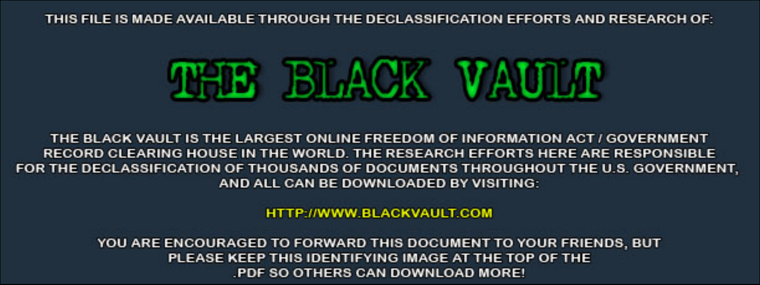THIS FILE IS MADE AVAILABLE THROUGH THE DECLASSIFICATION EFFORTS AND RESEARCH OF:

# THE BLACK VAULT

THE BLACK VAULT IS THE LARGEST ONLINE FREEDOM OF INFORMATION ACT / GOVERNMENT RECORD CLEARING HOUSE IN THE WORLD. THE RESEARCH EFFORTS HERE ARE RESPONSIBLE FOR THE DECLASSIFICATION OF THOUSANDS OF DOCUMENTS THROUGHOUT THE U.S. GOVERNMENT, AND ALL CAN BE DOWNLOADED BY VISITING:

HTTP://WWW.BLACKVAULT.COM

YOU ARE ENCOURAGED TO FORWARD THIS DOCUMENT TO YOUR FRIENDS, BUT PLEASE KEEP THIS IDENTIFYING IMAGE AT THE TOP OF THE .PDF SO OTHERS CAN DOWNLOAD MORE!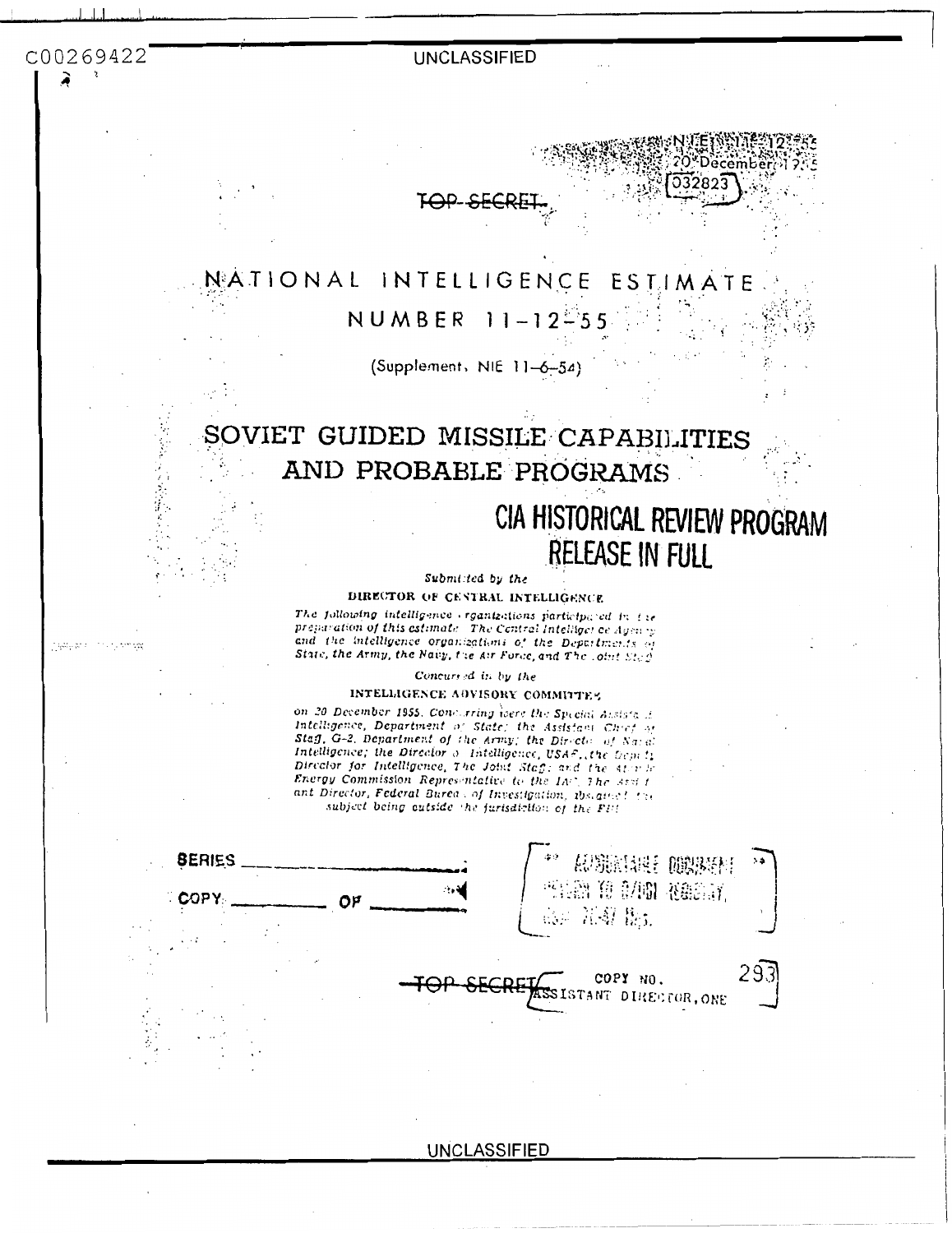C00269422

UNCLASSIFIED

NIE 11-12-55
20 December 1955
032823

~~TOP SECRET~~

# NATIONAL INTELLIGENCE ESTIMATE NUMBER 11-12-55

(Supplement, NIE 11-6-54)

## SOVIET GUIDED MISSILE CAPABILITIES AND PROBABLE PROGRAMS

CIA HISTORICAL REVIEW PROGRAM
RELEASE IN FULL

*Submitted by the*

**DIRECTOR OF CENTRAL INTELLIGENCE**

*The following intelligence organizations participated in the preparation of this estimate: The Central Intelligence Agency and the intelligence organizations of the Departments of State, the Army, the Navy, the Air Force, and The Joint Staff.*

*Concurred in by the*

**INTELLIGENCE ADVISORY COMMITTEE**

*on 20 December 1955. Concurring were the Special Assistant, Intelligence, Department of State; the Assistant Chief of Staff, G-2, Department of the Army; the Director of Naval Intelligence; the Director of Intelligence, USAF; the Deputy Director for Intelligence, The Joint Staff; and the Atomic Energy Commission Representative to the IAC. The Assistant Director, Federal Bureau of Investigation, abstained, the subject being outside the jurisdiction of the FBI.*

SERIES ____________

COPY ________ OF ________

ACCOUNTABLE DOCUMENT
RETURN TO O/DCI REGISTRY,
... ... ...

~~TOP SECRET~~ COPY NO. 293
ASSISTANT DIRECTOR, ONE

UNCLASSIFIED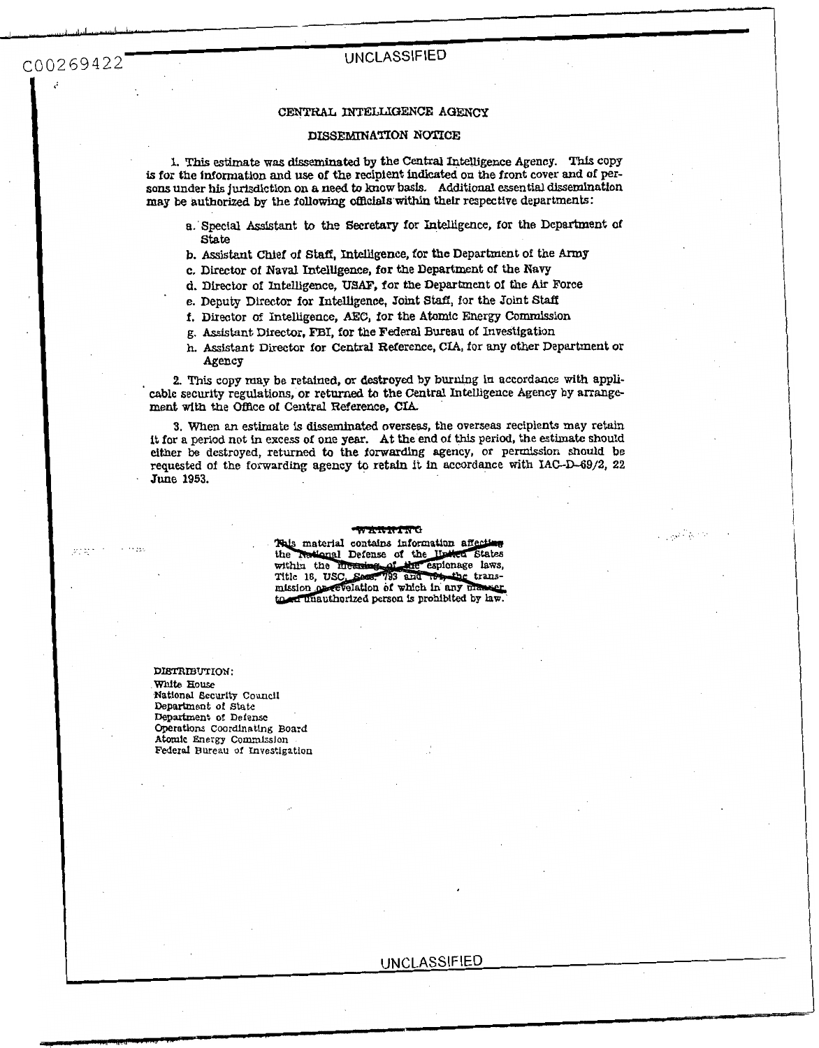C00269422

UNCLASSIFIED

## CENTRAL INTELLIGENCE AGENCY

## DISSEMINATION NOTICE

1. This estimate was disseminated by the Central Intelligence Agency. This copy is for the information and use of the recipient indicated on the front cover and of persons under his jurisdiction on a need to know basis. Additional essential dissemination may be authorized by the following officials within their respective departments:

   a. Special Assistant to the Secretary for Intelligence, for the Department of State
   b. Assistant Chief of Staff, Intelligence, for the Department of the Army
   c. Director of Naval Intelligence, for the Department of the Navy
   d. Director of Intelligence, USAF, for the Department of the Air Force
   e. Deputy Director for Intelligence, Joint Staff, for the Joint Staff
   f. Director of Intelligence, AEC, for the Atomic Energy Commission
   g. Assistant Director, FBI, for the Federal Bureau of Investigation
   h. Assistant Director for Central Reference, CIA, for any other Department or Agency

2. This copy may be retained, or destroyed by burning in accordance with applicable security regulations, or returned to the Central Intelligence Agency by arrangement with the Office of Central Reference, CIA.

3. When an estimate is disseminated overseas, the overseas recipients may retain it for a period not in excess of one year. At the end of this period, the estimate should either be destroyed, returned to the forwarding agency, or permission should be requested of the forwarding agency to retain it in accordance with IAC-D-69/2, 22 June 1953.

~~WARNING~~

~~This material contains information affecting the National Defense of the United States within the meaning of the espionage laws, Title 18, USC, Secs. 793 and 794, the transmission or revelation of which in any manner to an unauthorized person is prohibited by law.~~

DISTRIBUTION:
White House
National Security Council
Department of State
Department of Defense
Operations Coordinating Board
Atomic Energy Commission
Federal Bureau of Investigation

UNCLASSIFIED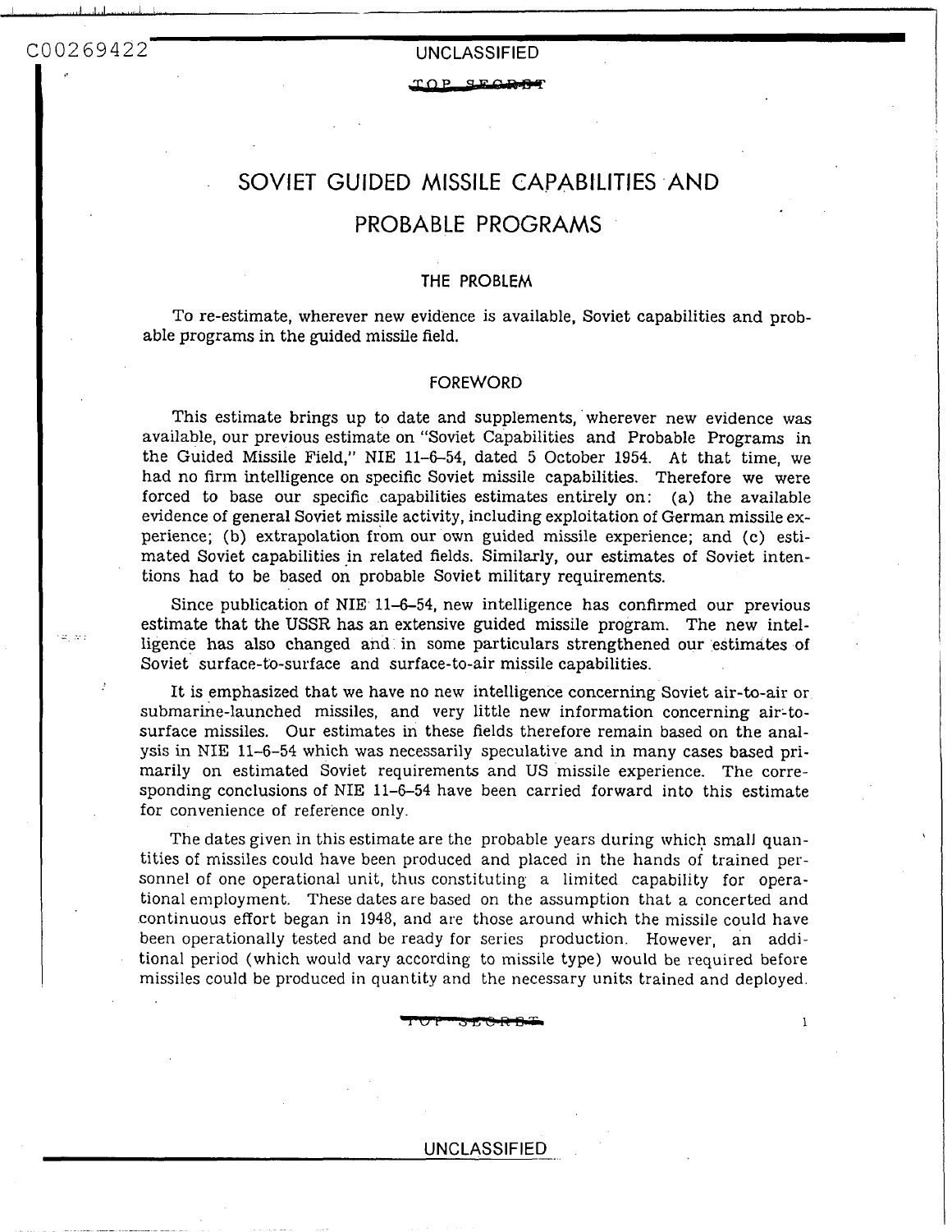# SOVIET GUIDED MISSILE CAPABILITIES AND PROBABLE PROGRAMS

## THE PROBLEM

To re-estimate, wherever new evidence is available, Soviet capabilities and probable programs in the guided missile field.

## FOREWORD

This estimate brings up to date and supplements, wherever new evidence was available, our previous estimate on "Soviet Capabilities and Probable Programs in the Guided Missile Field," NIE 11–6–54, dated 5 October 1954. At that time, we had no firm intelligence on specific Soviet missile capabilities. Therefore we were forced to base our specific capabilities estimates entirely on: (a) the available evidence of general Soviet missile activity, including exploitation of German missile experience; (b) extrapolation from our own guided missile experience; and (c) estimated Soviet capabilities in related fields. Similarly, our estimates of Soviet intentions had to be based on probable Soviet military requirements.

Since publication of NIE 11–6–54, new intelligence has confirmed our previous estimate that the USSR has an extensive guided missile program. The new intelligence has also changed and in some particulars strengthened our estimates of Soviet surface-to-surface and surface-to-air missile capabilities.

It is emphasized that we have no new intelligence concerning Soviet air-to-air or submarine-launched missiles, and very little new information concerning air-to-surface missiles. Our estimates in these fields therefore remain based on the analysis in NIE 11–6–54 which was necessarily speculative and in many cases based primarily on estimated Soviet requirements and US missile experience. The corresponding conclusions of NIE 11–6–54 have been carried forward into this estimate for convenience of reference only.

The dates given in this estimate are the probable years during which small quantities of missiles could have been produced and placed in the hands of trained personnel of one operational unit, thus constituting a limited capability for operational employment. These dates are based on the assumption that a concerted and continuous effort began in 1948, and are those around which the missile could have been operationally tested and be ready for series production. However, an additional period (which would vary according to missile type) would be required before missiles could be produced in quantity and the necessary units trained and deployed.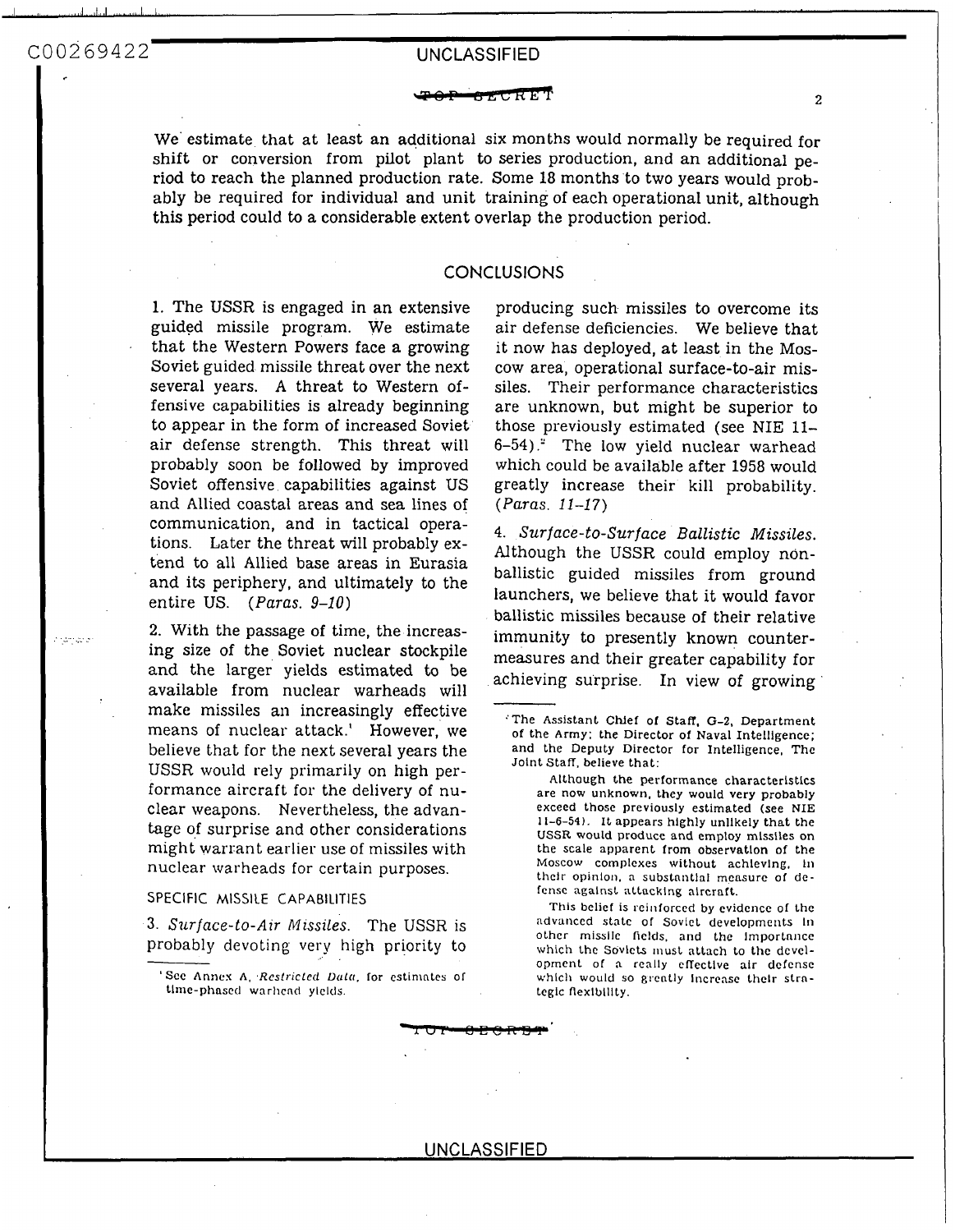We estimate that at least an additional six months would normally be required for shift or conversion from pilot plant to series production, and an additional period to reach the planned production rate. Some 18 months to two years would probably be required for individual and unit training of each operational unit, although this period could to a considerable extent overlap the production period.

## CONCLUSIONS

1. The USSR is engaged in an extensive guided missile program. We estimate that the Western Powers face a growing Soviet guided missile threat over the next several years. A threat to Western offensive capabilities is already beginning to appear in the form of increased Soviet air defense strength. This threat will probably soon be followed by improved Soviet offensive capabilities against US and Allied coastal areas and sea lines of communication, and in tactical operations. Later the threat will probably extend to all Allied base areas in Eurasia and its periphery, and ultimately to the entire US. (*Paras. 9–10*)

2. With the passage of time, the increasing size of the Soviet nuclear stockpile and the larger yields estimated to be available from nuclear warheads will make missiles an increasingly effective means of nuclear attack.[1] However, we believe that for the next several years the USSR would rely primarily on high performance aircraft for the delivery of nuclear weapons. Nevertheless, the advantage of surprise and other considerations might warrant earlier use of missiles with nuclear warheads for certain purposes.

### SPECIFIC MISSILE CAPABILITIES

3. *Surface-to-Air Missiles.* The USSR is probably devoting very high priority to producing such missiles to overcome its air defense deficiencies. We believe that it now has deployed, at least in the Moscow area, operational surface-to-air missiles. Their performance characteristics are unknown, but might be superior to those previously estimated (see NIE 11–6–54).[2] The low yield nuclear warhead which could be available after 1958 would greatly increase their kill probability. (*Paras. 11–17*)

4. *Surface-to-Surface Ballistic Missiles.* Although the USSR could employ non-ballistic guided missiles from ground launchers, we believe that it would favor ballistic missiles because of their relative immunity to presently known countermeasures and their greater capability for achieving surprise. In view of growing

[1] See Annex A, *Restricted Data*, for estimates of time-phased warhead yields.

[2] The Assistant Chief of Staff, G-2, Department of the Army; the Director of Naval Intelligence; and the Deputy Director for Intelligence, The Joint Staff, believe that:

Although the performance characteristics are now unknown, they would very probably exceed those previously estimated (see NIE 11-6-54). It appears highly unlikely that the USSR would produce and employ missiles on the scale apparent from observation of the Moscow complexes without achieving, in their opinion, a substantial measure of defense against attacking aircraft.

This belief is reinforced by evidence of the advanced state of Soviet developments in other missile fields, and the importance which the Soviets must attach to the development of a really effective air defense which would so greatly increase their strategic flexibility.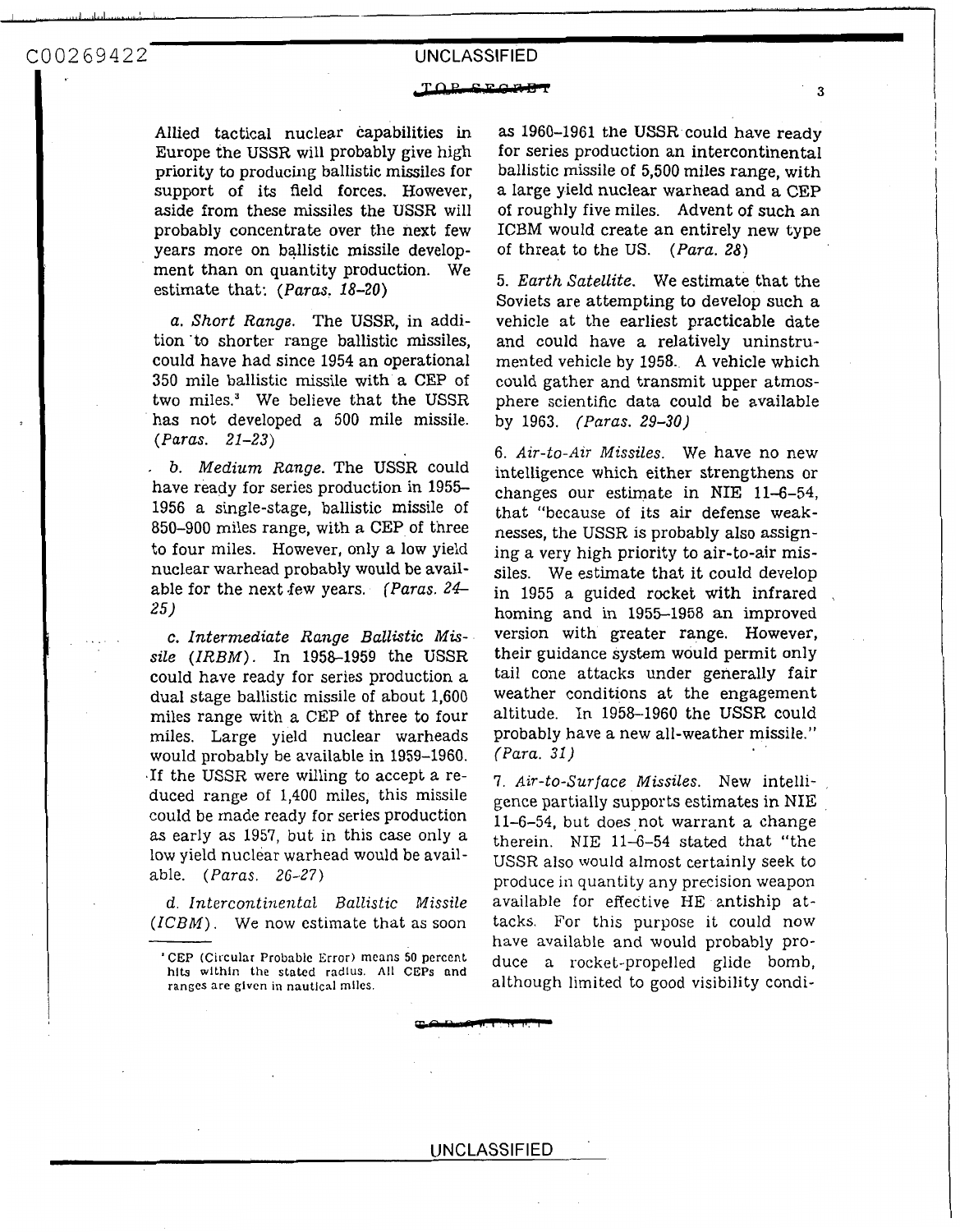Allied tactical nuclear capabilities in Europe the USSR will probably give high priority to producing ballistic missiles for support of its field forces. However, aside from these missiles the USSR will probably concentrate over the next few years more on ballistic missile development than on quantity production. We estimate that: (*Paras. 18–20*)

*a. Short Range.* The USSR, in addition to shorter range ballistic missiles, could have had since 1954 an operational 350 mile ballistic missile with a CEP of two miles.[3] We believe that the USSR has not developed a 500 mile missile. (*Paras. 21–23*)

*b. Medium Range.* The USSR could have ready for series production in 1955–1956 a single-stage, ballistic missile of 850–900 miles range, with a CEP of three to four miles. However, only a low yield nuclear warhead probably would be available for the next few years. (*Paras. 24–25*)

*c. Intermediate Range Ballistic Missile (IRBM).* In 1958–1959 the USSR could have ready for series production a dual stage ballistic missile of about 1,600 miles range with a CEP of three to four miles. Large yield nuclear warheads would probably be available in 1959–1960. If the USSR were willing to accept a reduced range of 1,400 miles, this missile could be made ready for series production as early as 1957, but in this case only a low yield nuclear warhead would be available. (*Paras. 26–27*)

*d. Intercontinental Ballistic Missile (ICBM).* We now estimate that as soon as 1960–1961 the USSR could have ready for series production an intercontinental ballistic missile of 5,500 miles range, with a large yield nuclear warhead and a CEP of roughly five miles. Advent of such an ICBM would create an entirely new type of threat to the US. (*Para. 28*)

5. *Earth Satellite.* We estimate that the Soviets are attempting to develop such a vehicle at the earliest practicable date and could have a relatively uninstrumented vehicle by 1958. A vehicle which could gather and transmit upper atmosphere scientific data could be available by 1963. (*Paras. 29–30*)

6. *Air-to-Air Missiles.* We have no new intelligence which either strengthens or changes our estimate in NIE 11–6–54, that "because of its air defense weaknesses, the USSR is probably also assigning a very high priority to air-to-air missiles. We estimate that it could develop in 1955 a guided rocket with infrared homing and in 1955–1958 an improved version with greater range. However, their guidance system would permit only tail cone attacks under generally fair weather conditions at the engagement altitude. In 1958–1960 the USSR could probably have a new all-weather missile." (*Para. 31*)

7. *Air-to-Surface Missiles.* New intelligence partially supports estimates in NIE 11–6–54, but does not warrant a change therein. NIE 11–6–54 stated that "the USSR also would almost certainly seek to produce in quantity any precision weapon available for effective HE antiship attacks. For this purpose it could now have available and would probably produce a rocket-propelled glide bomb, although limited to good visibility condi-

[3] CEP (Circular Probable Error) means 50 percent hits within the stated radius. All CEPs and ranges are given in nautical miles.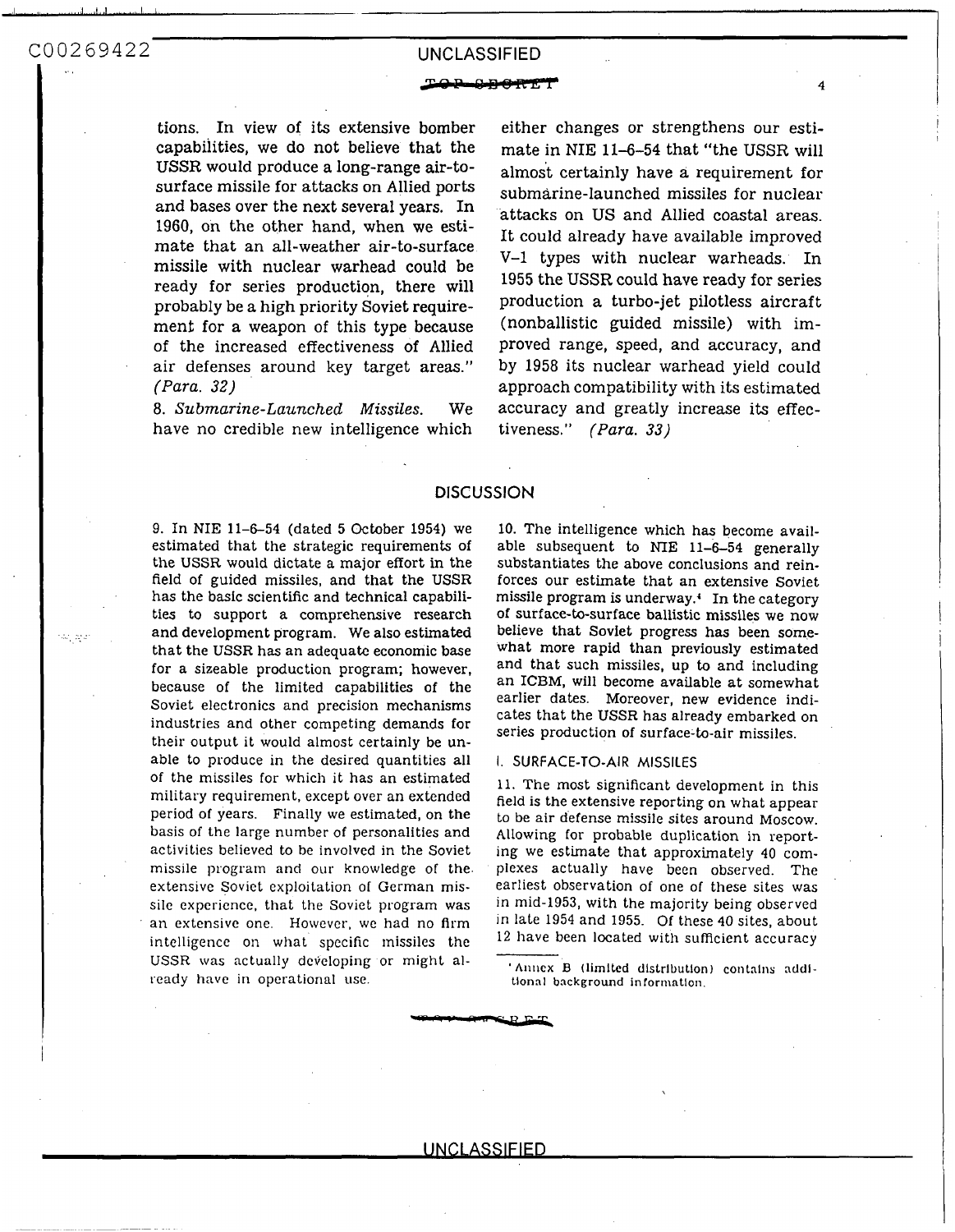tions. In view of its extensive bomber capabilities, we do not believe that the USSR would produce a long-range air-to-surface missile for attacks on Allied ports and bases over the next several years. In 1960, on the other hand, when we estimate that an all-weather air-to-surface missile with nuclear warhead could be ready for series production, there will probably be a high priority Soviet requirement for a weapon of this type because of the increased effectiveness of Allied air defenses around key target areas." *(Para. 32)*

8. *Submarine-Launched Missiles.* We have no credible new intelligence which either changes or strengthens our estimate in NIE 11-6-54 that "the USSR will almost certainly have a requirement for submarine-launched missiles for nuclear attacks on US and Allied coastal areas. It could already have available improved V-1 types with nuclear warheads. In 1955 the USSR could have ready for series production a turbo-jet pilotless aircraft (nonballistic guided missile) with improved range, speed, and accuracy, and by 1958 its nuclear warhead yield could approach compatibility with its estimated accuracy and greatly increase its effectiveness." *(Para. 33)*

## DISCUSSION

9. In NIE 11-6-54 (dated 5 October 1954) we estimated that the strategic requirements of the USSR would dictate a major effort in the field of guided missiles, and that the USSR has the basic scientific and technical capabilities to support a comprehensive research and development program. We also estimated that the USSR has an adequate economic base for a sizeable production program; however, because of the limited capabilities of the Soviet electronics and precision mechanisms industries and other competing demands for their output it would almost certainly be unable to produce in the desired quantities all of the missiles for which it has an estimated military requirement, except over an extended period of years. Finally we estimated, on the basis of the large number of personalities and activities believed to be involved in the Soviet missile program and our knowledge of the extensive Soviet exploitation of German missile experience, that the Soviet program was an extensive one. However, we had no firm intelligence on what specific missiles the USSR was actually developing or might already have in operational use.

10. The intelligence which has become available subsequent to NIE 11-6-54 generally substantiates the above conclusions and reinforces our estimate that an extensive Soviet missile program is underway.[4] In the category of surface-to-surface ballistic missiles we now believe that Soviet progress has been somewhat more rapid than previously estimated and that such missiles, up to and including an ICBM, will become available at somewhat earlier dates. Moreover, new evidence indicates that the USSR has already embarked on series production of surface-to-air missiles.

### I. SURFACE-TO-AIR MISSILES

11. The most significant development in this field is the extensive reporting on what appear to be air defense missile sites around Moscow. Allowing for probable duplication in reporting we estimate that approximately 40 complexes actually have been observed. The earliest observation of one of these sites was in mid-1953, with the majority being observed in late 1954 and 1955. Of these 40 sites, about 12 have been located with sufficient accuracy

[4] Annex B (limited distribution) contains additional background information.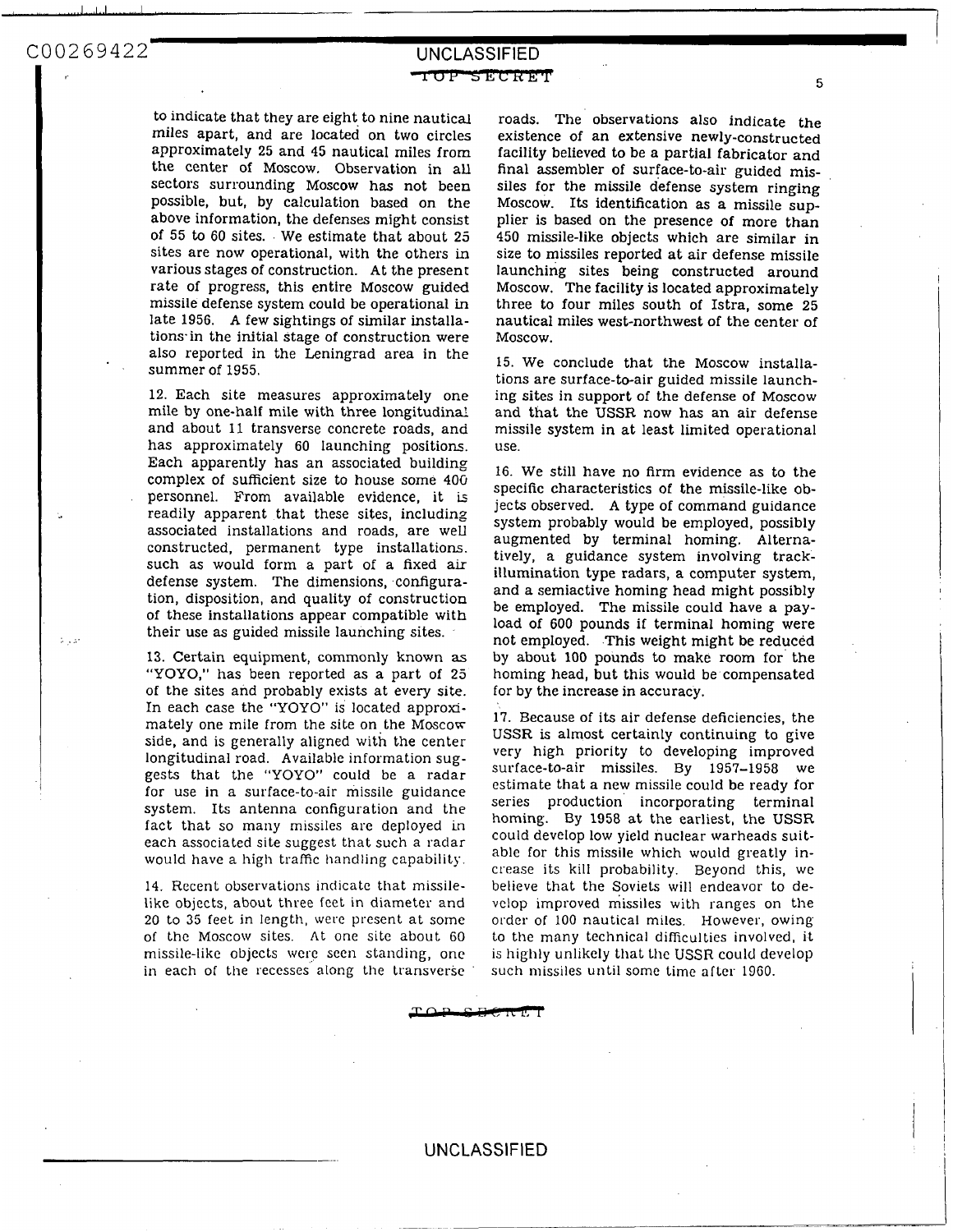to indicate that they are eight to nine nautical miles apart, and are located on two circles approximately 25 and 45 nautical miles from the center of Moscow. Observation in all sectors surrounding Moscow has not been possible, but, by calculation based on the above information, the defenses might consist of 55 to 60 sites. We estimate that about 25 sites are now operational, with the others in various stages of construction. At the present rate of progress, this entire Moscow guided missile defense system could be operational in late 1956. A few sightings of similar installations in the initial stage of construction were also reported in the Leningrad area in the summer of 1955.

12. Each site measures approximately one mile by one-half mile with three longitudinal and about 11 transverse concrete roads, and has approximately 60 launching positions. Each apparently has an associated building complex of sufficient size to house some 400 personnel. From available evidence, it is readily apparent that these sites, including associated installations and roads, are well constructed, permanent type installations. such as would form a part of a fixed air defense system. The dimensions, configuration, disposition, and quality of construction of these installations appear compatible with their use as guided missile launching sites.

13. Certain equipment, commonly known as "YOYO," has been reported as a part of 25 of the sites and probably exists at every site. In each case the "YOYO" is located approximately one mile from the site on the Moscow side, and is generally aligned with the center longitudinal road. Available information suggests that the "YOYO" could be a radar for use in a surface-to-air missile guidance system. Its antenna configuration and the fact that so many missiles are deployed in each associated site suggest that such a radar would have a high traffic handling capability.

14. Recent observations indicate that missile-like objects, about three feet in diameter and 20 to 35 feet in length, were present at some of the Moscow sites. At one site about 60 missile-like objects were seen standing, one in each of the recesses along the transverse roads. The observations also indicate the existence of an extensive newly-constructed facility believed to be a partial fabricator and final assembler of surface-to-air guided missiles for the missile defense system ringing Moscow. Its identification as a missile supplier is based on the presence of more than 450 missile-like objects which are similar in size to missiles reported at air defense missile launching sites being constructed around Moscow. The facility is located approximately three to four miles south of Istra, some 25 nautical miles west-northwest of the center of Moscow.

15. We conclude that the Moscow installations are surface-to-air guided missile launching sites in support of the defense of Moscow and that the USSR now has an air defense missile system in at least limited operational use.

16. We still have no firm evidence as to the specific characteristics of the missile-like objects observed. A type of command guidance system probably would be employed, possibly augmented by terminal homing. Alternatively, a guidance system involving track-illumination type radars, a computer system, and a semiactive homing head might possibly be employed. The missile could have a payload of 600 pounds if terminal homing were not employed. This weight might be reduced by about 100 pounds to make room for the homing head, but this would be compensated for by the increase in accuracy.

17. Because of its air defense deficiencies, the USSR is almost certainly continuing to give very high priority to developing improved surface-to-air missiles. By 1957–1958 we estimate that a new missile could be ready for series production incorporating terminal homing. By 1958 at the earliest, the USSR could develop low yield nuclear warheads suitable for this missile which would greatly increase its kill probability. Beyond this, we believe that the Soviets will endeavor to develop improved missiles with ranges on the order of 100 nautical miles. However, owing to the many technical difficulties involved, it is highly unlikely that the USSR could develop such missiles until some time after 1960.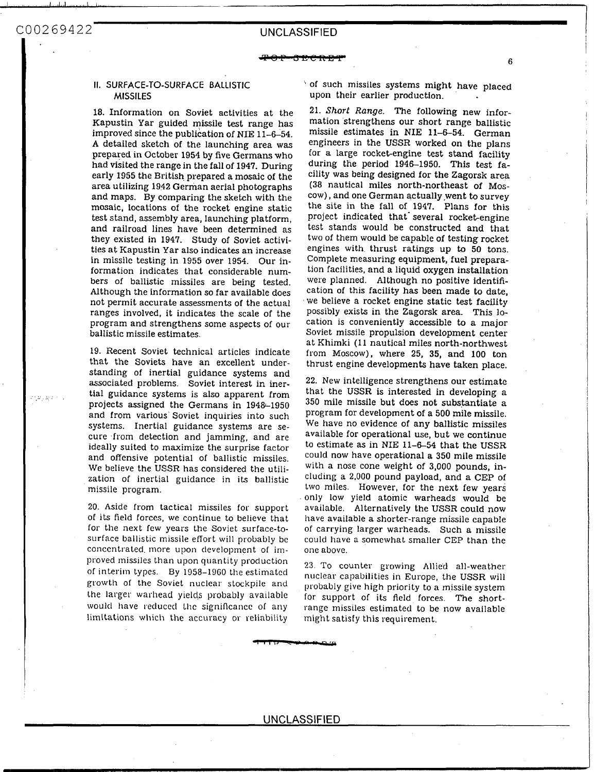## II. SURFACE-TO-SURFACE BALLISTIC MISSILES

18. Information on Soviet activities at the Kapustin Yar guided missile test range has improved since the publication of NIE 11-6-54. A detailed sketch of the launching area was prepared in October 1954 by five Germans who had visited the range in the fall of 1947. During early 1955 the British prepared a mosaic of the area utilizing 1942 German aerial photographs and maps. By comparing the sketch with the mosaic, locations of the rocket engine static test stand, assembly area, launching platform, and railroad lines have been determined as they existed in 1947. Study of Soviet activities at Kapustin Yar also indicates an increase in missile testing in 1955 over 1954. Our information indicates that considerable numbers of ballistic missiles are being tested. Although the information so far available does not permit accurate assessments of the actual ranges involved, it indicates the scale of the program and strengthens some aspects of our ballistic missile estimates.

19. Recent Soviet technical articles indicate that the Soviets have an excellent understanding of inertial guidance systems and associated problems. Soviet interest in inertial guidance systems is also apparent from projects assigned the Germans in 1948–1950 and from various Soviet inquiries into such systems. Inertial guidance systems are secure from detection and jamming, and are ideally suited to maximize the surprise factor and offensive potential of ballistic missiles. We believe the USSR has considered the utilization of inertial guidance in its ballistic missile program.

20. Aside from tactical missiles for support of its field forces, we continue to believe that for the next few years the Soviet surface-to-surface ballistic missile effort will probably be concentrated more upon development of improved missiles than upon quantity production of interim types. By 1958–1960 the estimated growth of the Soviet nuclear stockpile and the larger warhead yields probably available would have reduced the significance of any limitations which the accuracy or reliability of such missiles systems might have placed upon their earlier production.

21. *Short Range.* The following new information strengthens our short range ballistic missile estimates in NIE 11-6-54. German engineers in the USSR worked on the plans for a large rocket-engine test stand facility during the period 1946–1950. This test facility was being designed for the Zagorsk area (38 nautical miles north-northeast of Moscow), and one German actually went to survey the site in the fall of 1947. Plans for this project indicated that several rocket-engine test stands would be constructed and that two of them would be capable of testing rocket engines with thrust ratings up to 50 tons. Complete measuring equipment, fuel preparation facilities, and a liquid oxygen installation were planned. Although no positive identification of this facility has been made to date, we believe a rocket engine static test facility possibly exists in the Zagorsk area. This location is conveniently accessible to a major Soviet missile propulsion development center at Khimki (11 nautical miles north-northwest from Moscow), where 25, 35, and 100 ton thrust engine developments have taken place.

22. New intelligence strengthens our estimate that the USSR is interested in developing a 350 mile missile but does not substantiate a program for development of a 500 mile missile. We have no evidence of any ballistic missiles available for operational use, but we continue to estimate as in NIE 11-6-54 that the USSR could now have operational a 350 mile missile with a nose cone weight of 3,000 pounds, including a 2,000 pound payload, and a CEP of two miles. However, for the next few years only low yield atomic warheads would be available. Alternatively the USSR could now have available a shorter-range missile capable of carrying larger warheads. Such a missile could have a somewhat smaller CEP than the one above.

23. To counter growing Allied all-weather nuclear capabilities in Europe, the USSR will probably give high priority to a missile system for support of its field forces. The short-range missiles estimated to be now available might satisfy this requirement.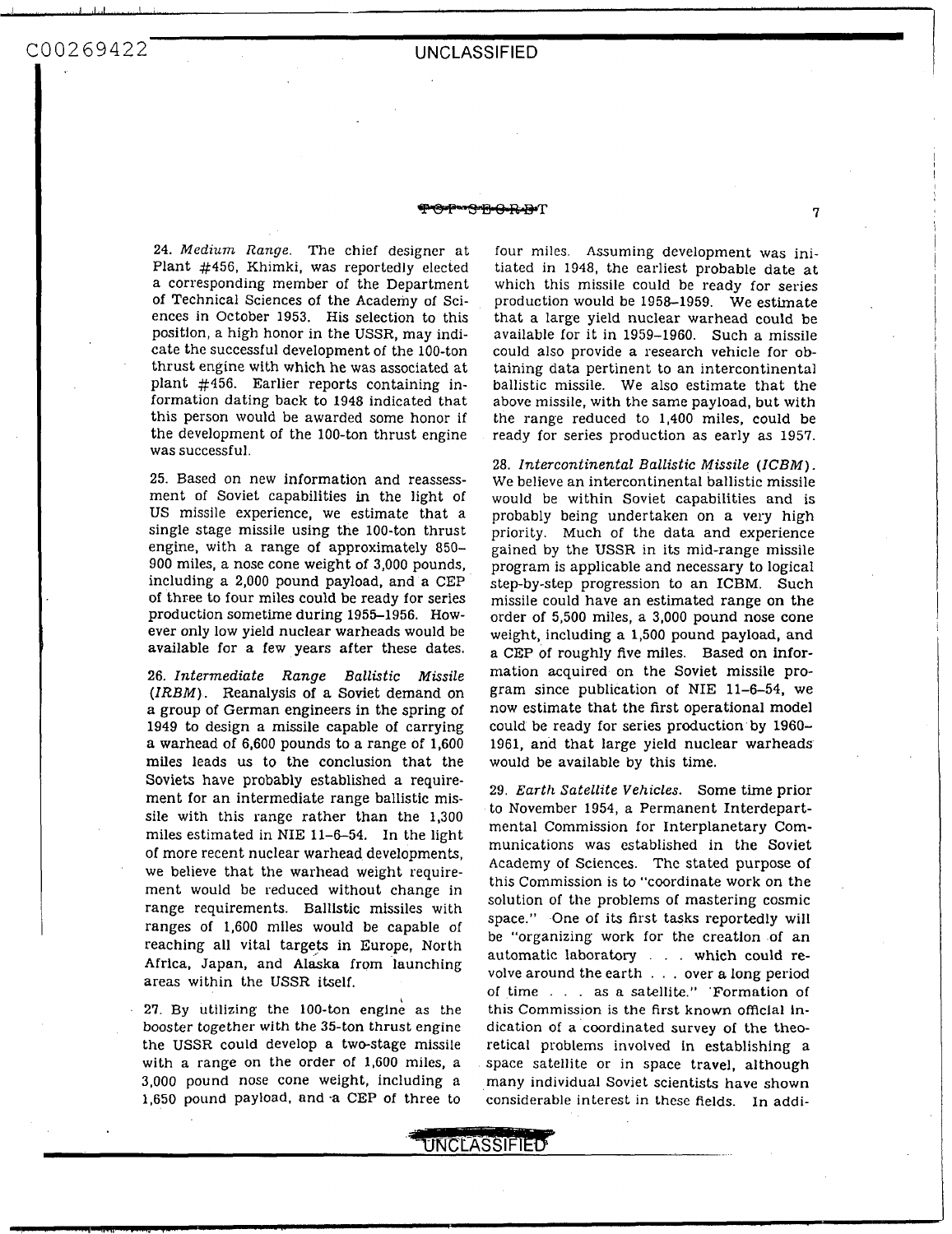24. *Medium Range.* The chief designer at Plant #456, Khimki, was reportedly elected a corresponding member of the Department of Technical Sciences of the Academy of Sciences in October 1953. His selection to this position, a high honor in the USSR, may indicate the successful development of the 100-ton thrust engine with which he was associated at plant #456. Earlier reports containing information dating back to 1948 indicated that this person would be awarded some honor if the development of the 100-ton thrust engine was successful.

25. Based on new information and reassessment of Soviet capabilities in the light of US missile experience, we estimate that a single stage missile using the 100-ton thrust engine, with a range of approximately 850–900 miles, a nose cone weight of 3,000 pounds, including a 2,000 pound payload, and a CEP of three to four miles could be ready for series production sometime during 1955–1956. However only low yield nuclear warheads would be available for a few years after these dates.

26. *Intermediate Range Ballistic Missile (IRBM).* Reanalysis of a Soviet demand on a group of German engineers in the spring of 1949 to design a missile capable of carrying a warhead of 6,600 pounds to a range of 1,600 miles leads us to the conclusion that the Soviets have probably established a requirement for an intermediate range ballistic missile with this range rather than the 1,300 miles estimated in NIE 11–6–54. In the light of more recent nuclear warhead developments, we believe that the warhead weight requirement would be reduced without change in range requirements. Ballistic missiles with ranges of 1,600 miles would be capable of reaching all vital targets in Europe, North Africa, Japan, and Alaska from launching areas within the USSR itself.

27. By utilizing the 100-ton engine as the booster together with the 35-ton thrust engine the USSR could develop a two-stage missile with a range on the order of 1,600 miles, a 3,000 pound nose cone weight, including a 1,650 pound payload, and a CEP of three to four miles. Assuming development was initiated in 1948, the earliest probable date at which this missile could be ready for series production would be 1958–1959. We estimate that a large yield nuclear warhead could be available for it in 1959–1960. Such a missile could also provide a research vehicle for obtaining data pertinent to an intercontinental ballistic missile. We also estimate that the above missile, with the same payload, but with the range reduced to 1,400 miles, could be ready for series production as early as 1957.

28. *Intercontinental Ballistic Missile (ICBM).* We believe an intercontinental ballistic missile would be within Soviet capabilities and is probably being undertaken on a very high priority. Much of the data and experience gained by the USSR in its mid-range missile program is applicable and necessary to logical step-by-step progression to an ICBM. Such missile could have an estimated range on the order of 5,500 miles, a 3,000 pound nose cone weight, including a 1,500 pound payload, and a CEP of roughly five miles. Based on information acquired on the Soviet missile program since publication of NIE 11–6–54, we now estimate that the first operational model could be ready for series production by 1960–1961, and that large yield nuclear warheads would be available by this time.

29. *Earth Satellite Vehicles.* Some time prior to November 1954, a Permanent Interdepartmental Commission for Interplanetary Communications was established in the Soviet Academy of Sciences. The stated purpose of this Commission is to "coordinate work on the solution of the problems of mastering cosmic space." One of its first tasks reportedly will be "organizing work for the creation of an automatic laboratory . . . which could revolve around the earth . . . over a long period of time . . . as a satellite." Formation of this Commission is the first known official indication of a coordinated survey of the theoretical problems involved in establishing a space satellite or in space travel, although many individual Soviet scientists have shown considerable interest in these fields. In addi-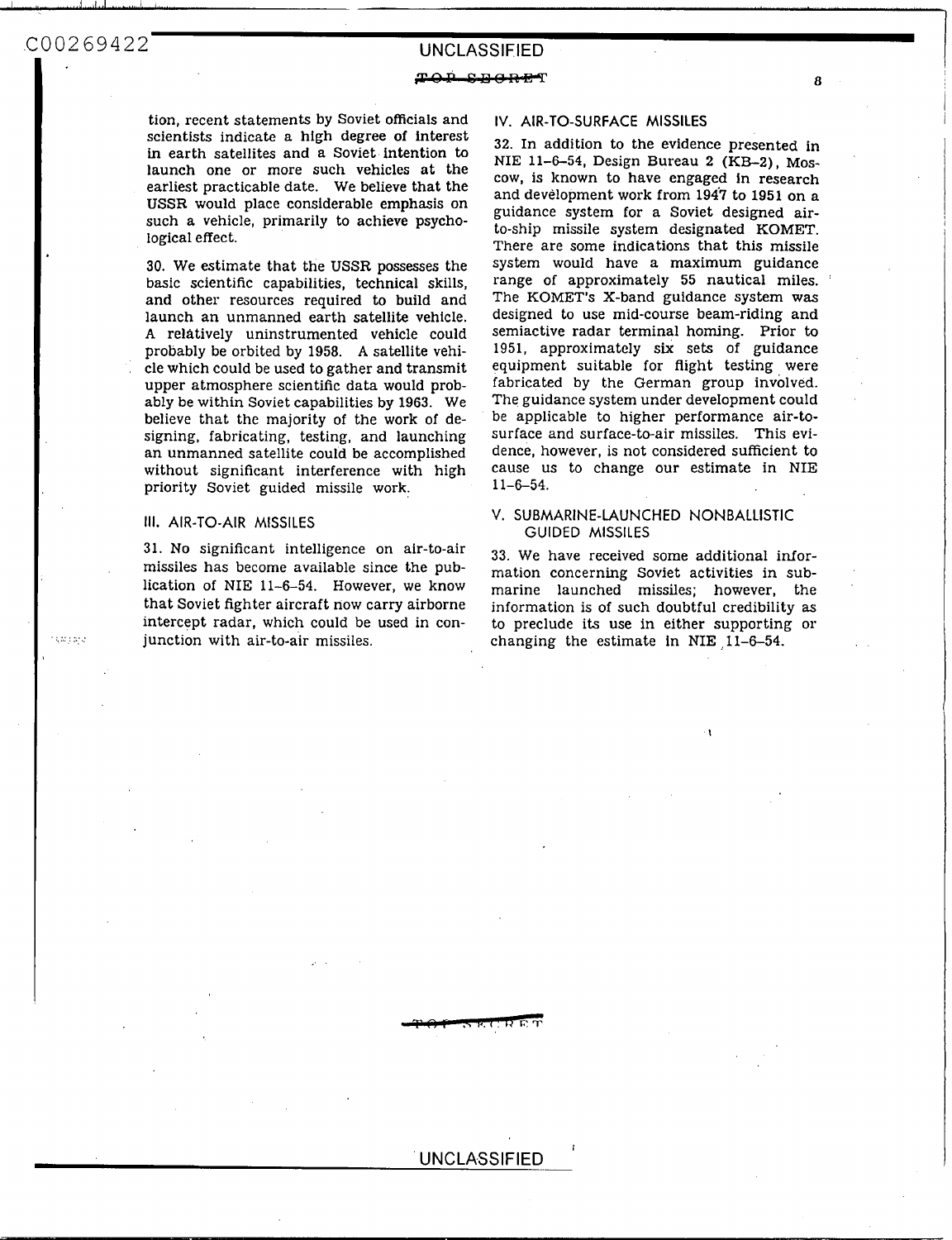tion, recent statements by Soviet officials and scientists indicate a high degree of interest in earth satellites and a Soviet intention to launch one or more such vehicles at the earliest practicable date. We believe that the USSR would place considerable emphasis on such a vehicle, primarily to achieve psychological effect.

30. We estimate that the USSR possesses the basic scientific capabilities, technical skills, and other resources required to build and launch an unmanned earth satellite vehicle. A relatively uninstrumented vehicle could probably be orbited by 1958. A satellite vehicle which could be used to gather and transmit upper atmosphere scientific data would probably be within Soviet capabilities by 1963. We believe that the majority of the work of designing, fabricating, testing, and launching an unmanned satellite could be accomplished without significant interference with high priority Soviet guided missile work.

## III. AIR-TO-AIR MISSILES

31. No significant intelligence on air-to-air missiles has become available since the publication of NIE 11-6-54. However, we know that Soviet fighter aircraft now carry airborne intercept radar, which could be used in conjunction with air-to-air missiles.

## IV. AIR-TO-SURFACE MISSILES

32. In addition to the evidence presented in NIE 11-6-54, Design Bureau 2 (KB-2), Moscow, is known to have engaged in research and development work from 1947 to 1951 on a guidance system for a Soviet designed air-to-ship missile system designated KOMET. There are some indications that this missile system would have a maximum guidance range of approximately 55 nautical miles. The KOMET's X-band guidance system was designed to use mid-course beam-riding and semiactive radar terminal homing. Prior to 1951, approximately six sets of guidance equipment suitable for flight testing were fabricated by the German group involved. The guidance system under development could be applicable to higher performance air-to-surface and surface-to-air missiles. This evidence, however, is not considered sufficient to cause us to change our estimate in NIE 11-6-54.

## V. SUBMARINE-LAUNCHED NONBALLISTIC GUIDED MISSILES

33. We have received some additional information concerning Soviet activities in submarine launched missiles; however, the information is of such doubtful credibility as to preclude its use in either supporting or changing the estimate in NIE 11-6-54.